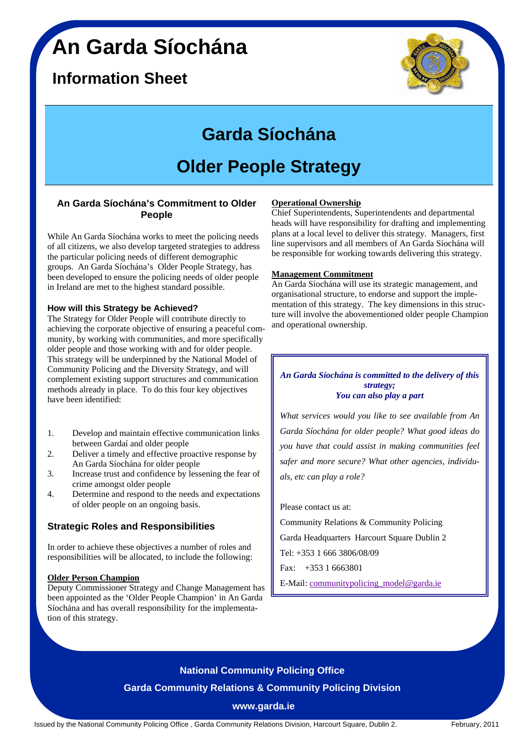# An Garda Síochána

## Information Sheet

# Garda Síochána

# Older People Strategy

### An Garda Síochána's Commitment to Older People

While An Garda Síochána works to meet the policing needs of all citizens, we also develop targeted strategies to address the particular policing needs of different demographic groups. An Garda Síochána's Older People Strategy, has been developed to ensure the policing needs of older people in Ireland are met to the highest standard possible.

### How will this Strategy be Achieved?

The Strategy for Older People will contribute directly to achieving the corporate objective of ensuring a peaceful community, by working with communities, and more specifically older people and those working with and for older people. This strategy will be underpinned by the National Model of Community Policing and the Diversity Strategy, and will complement existing support structures and communication methods already in place. To do this four key objectives have been identified:

1. Develop and maintain effective communication links between Gardaí and older people
2. Deliver a timely and effective proactive response by An Garda Síochána for older people
3. Increase trust and confidence by lessening the fear of crime amongst older people
4. Determine and respond to the needs and expectations of older people on an ongoing basis.

### Strategic Roles and Responsibilities

In order to achieve these objectives a number of roles and responsibilities will be allocated, to include the following:

**Older Person Champion**

Deputy Commissioner Strategy and Change Management has been appointed as the 'Older People Champion' in An Garda Síochána and has overall responsibility for the implementation of this strategy.

**Operational Ownership**

Chief Superintendents, Superintendents and departmental heads will have responsibility for drafting and implementing plans at a local level to deliver this strategy. Managers, first line supervisors and all members of An Garda Síochána will be responsible for working towards delivering this strategy.

**Management Commitment**

An Garda Síochána will use its strategic management, and organisational structure, to endorse and support the implementation of this strategy. The key dimensions in this structure will involve the abovementioned older people Champion and operational ownership.

***An Garda Síochána is committed to the delivery of this strategy;***
***You can also play a part***

*What services would you like to see available from An Garda Síochána for older people? What good ideas do you have that could assist in making communities feel safer and more secure? What other agencies, individuals, etc can play a role?*

Please contact us at:

Community Relations & Community Policing

Garda Headquarters Harcourt Square Dublin 2

Tel: +353 1 666 3806/08/09

Fax: +353 1 6663801

E-Mail: communitypolicing_model@garda.ie

**National Community Policing Office**

**Garda Community Relations & Community Policing Division**

**www.garda.ie**

Issued by the National Community Policing Office , Garda Community Relations Division, Harcourt Square, Dublin 2. February, 2011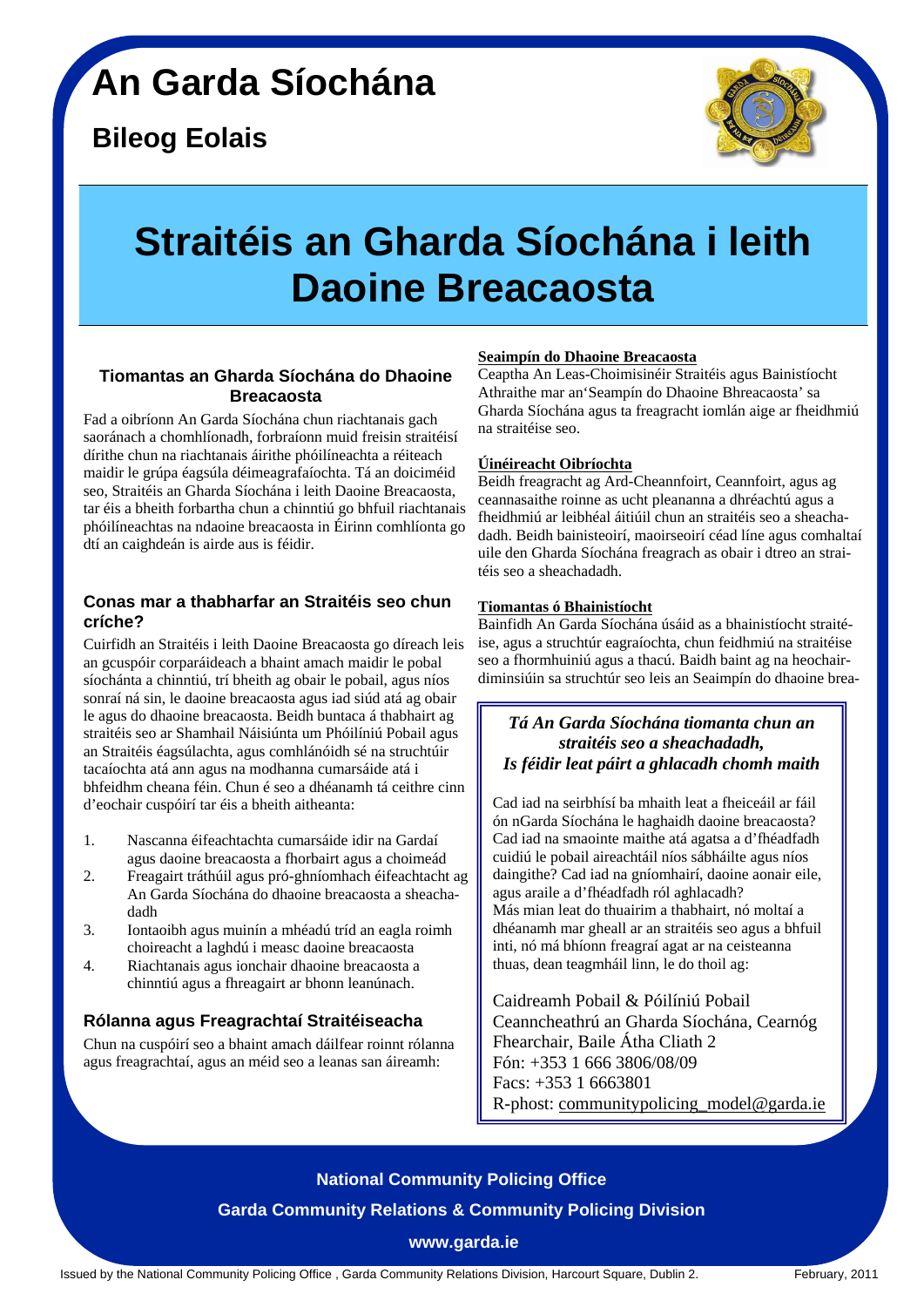# An Garda Síochána

## Bileog Eolais

# Straitéis an Gharda Síochána i leith Daoine Breacaosta

### Tiomantas an Gharda Síochána do Dhaoine Breacaosta

Fad a oibríonn An Garda Síochána chun riachtanais gach saoránach a chomhlíonadh, forbraíonn muid freisin straitéisí dírithe chun na riachtanais áirithe phóilíneachta a réiteach maidir le grúpa éagsúla déimeagrafaíochta. Tá an doiciméid seo, Straitéis an Gharda Síochána i leith Daoine Breacaosta, tar éis a bheith forbartha chun a chinntiú go bhfuil riachtanais phóilíneachtas na ndaoine breacaosta in Éirinn comhlíonta go dtí an caighdeán is airde aus is féidir.

### Conas mar a thabharfar an Straitéis seo chun críche?

Cuirfidh an Straitéis i leith Daoine Breacaosta go díreach leis an gcuspóir corparáideach a bhaint amach maidir le pobal síochánta a chinntiú, trí bheith ag obair le pobail, agus níos sonraí ná sin, le daoine breacaosta agus iad siúd atá ag obair le agus do dhaoine breacaosta. Beidh buntaca á thabhairt ag straitéis seo ar Shamhail Náisiúnta um Phóilíniú Pobail agus an Straitéis éagsúlachta, agus comhlánóidh sé na struchtúir tacaíochta atá ann agus na modhanna cumarsáide atá i bhfeidhm cheana féin. Chun é seo a dhéanamh tá ceithre cinn d'eochair cuspóirí tar éis a bheith aitheanta:

1. Nascanna éifeachtachta cumarsáide idir na Gardaí agus daoine breacaosta a fhorbairt agus a choimeád
2. Freagairt tráthúil agus pró-ghníomhach éifeachtacht ag An Garda Síochána do dhaoine breacaosta a sheachadadh
3. Iontaoibh agus muinín a mhéadú tríd an eagla roimh choireacht a laghdú i measc daoine breacaosta
4. Riachtanais agus ionchair dhaoine breacaosta a chinntiú agus a fhreagairt ar bhonn leanúnach.

### Rólanna agus Freagrachtaí Straitéiseacha

Chun na cuspóirí seo a bhaint amach dáilfear roinnt rólanna agus freagrachtaí, agus an méid seo a leanas san áireamh:

**Seaimpín do Dhaoine Breacaosta**

Ceaptha An Leas-Choimisinéir Straitéis agus Bainistíocht Athraithe mar an'Seampín do Dhaoine Bhreacaosta' sa Gharda Síochána agus ta freagracht iomlán aige ar fheidhmiú na straitéise seo.

**Úinéireacht Oibríochta**

Beidh freagracht ag Ard-Cheannfoirt, Ceannfoirt, agus ag ceannasaithe roinne as ucht pleananna a dhréachtú agus a fheidhmiú ar leibhéal áitiúil chun an straitéis seo a sheachadadh. Beidh bainisteoirí, maoirseoirí céad líne agus comhaltaí uile den Gharda Síochána freagrach as obair i dtreo an straitéis seo a sheachadadh.

**Tiomantas ó Bhainistíocht**

Bainfidh An Garda Síochána úsáid as a bhainistíocht straitéise, agus a struchtúr eagraíochta, chun feidhmiú na straitéise seo a fhormhuiniú agus a thacú. Baidh baint ag na heochairdiminsiúin sa struchtúr seo leis an Seaimpín do dhaoine brea-

***Tá An Garda Síochána tiomanta chun an straitéis seo a sheachadadh,***
***Is féidir leat páirt a ghlacadh chomh maith***

Cad iad na seirbhísí ba mhaith leat a fheiceáil ar fáil ón nGarda Síochána le haghaidh daoine breacaosta? Cad iad na smaointe maithe atá agatsa a d'fhéadfadh cuidiú le pobail aireachtáil níos sábháilte agus níos daingithe? Cad iad na gníomhairí, daoine aonair eile, agus araile a d'fhéadfadh ról aghlacadh?
Más mian leat do thuairim a thabhairt, nó moltaí a dhéanamh mar gheall ar an straitéis seo agus a bhfuil inti, nó má bhíonn freagraí agat ar na ceisteanna thuas, dean teagmháil linn, le do thoil ag:

Caidreamh Pobail & Póilíniú Pobail
Ceanncheathrú an Gharda Síochána, Cearnóg Fhearchair, Baile Átha Cliath 2
Fón: +353 1 666 3806/08/09
Facs: +353 1 6663801
R-phost: communitypolicing_model@garda.ie

**National Community Policing Office**

**Garda Community Relations & Community Policing Division**

**www.garda.ie**

Issued by the National Community Policing Office , Garda Community Relations Division, Harcourt Square, Dublin 2. February, 2011